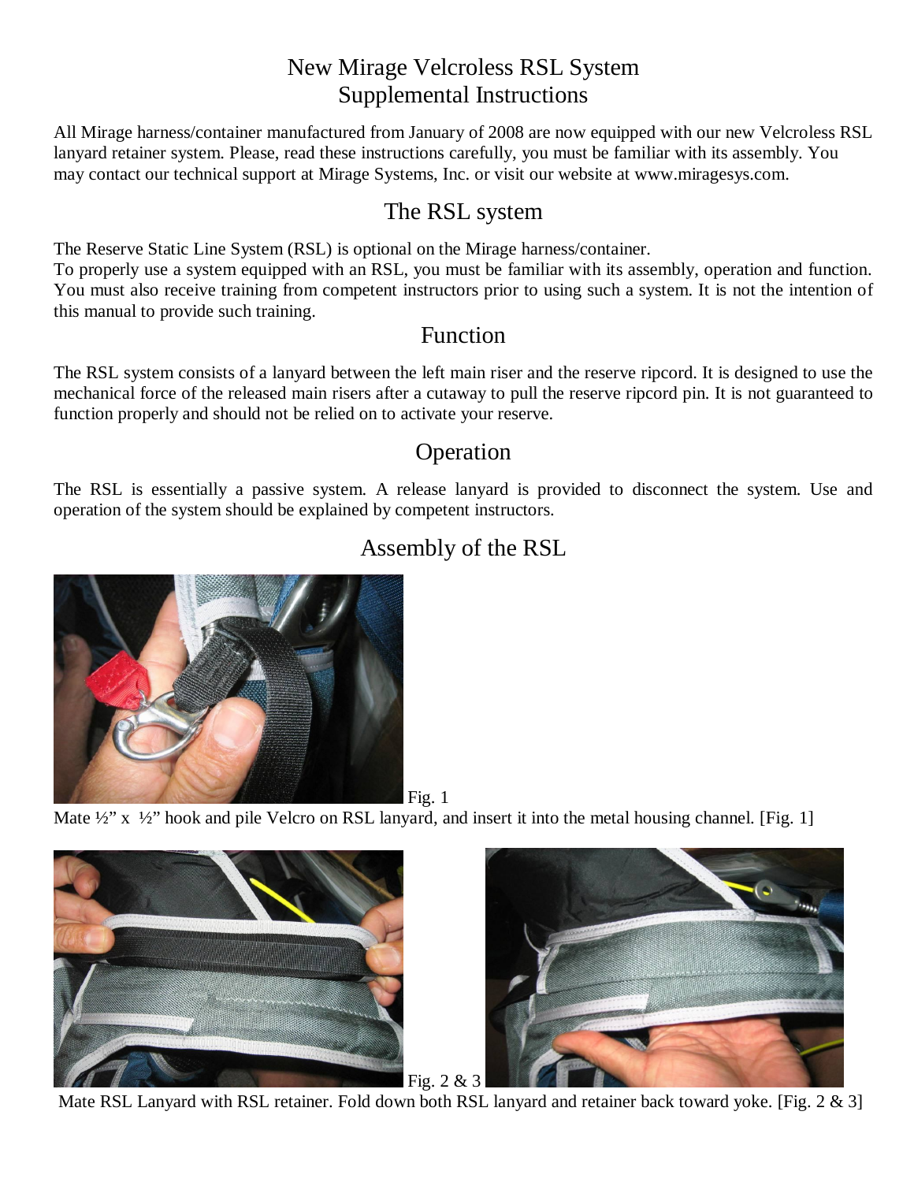# New Mirage Velcroless RSL System
# Supplemental Instructions

All Mirage harness/container manufactured from January of 2008 are now equipped with our new Velcroless RSL lanyard retainer system. Please, read these instructions carefully, you must be familiar with its assembly. You may contact our technical support at Mirage Systems, Inc. or visit our website at www.miragesys.com.

## The RSL system

The Reserve Static Line System (RSL) is optional on the Mirage harness/container.
To properly use a system equipped with an RSL, you must be familiar with its assembly, operation and function. You must also receive training from competent instructors prior to using such a system. It is not the intention of this manual to provide such training.

## Function

The RSL system consists of a lanyard between the left main riser and the reserve ripcord. It is designed to use the mechanical force of the released main risers after a cutaway to pull the reserve ripcord pin. It is not guaranteed to function properly and should not be relied on to activate your reserve.

## Operation

The RSL is essentially a passive system. A release lanyard is provided to disconnect the system. Use and operation of the system should be explained by competent instructors.

## Assembly of the RSL

Fig. 1

Mate ½" x ½" hook and pile Velcro on RSL lanyard, and insert it into the metal housing channel. [Fig. 1]

Fig. 2 & 3

Mate RSL Lanyard with RSL retainer. Fold down both RSL lanyard and retainer back toward yoke. [Fig. 2 & 3]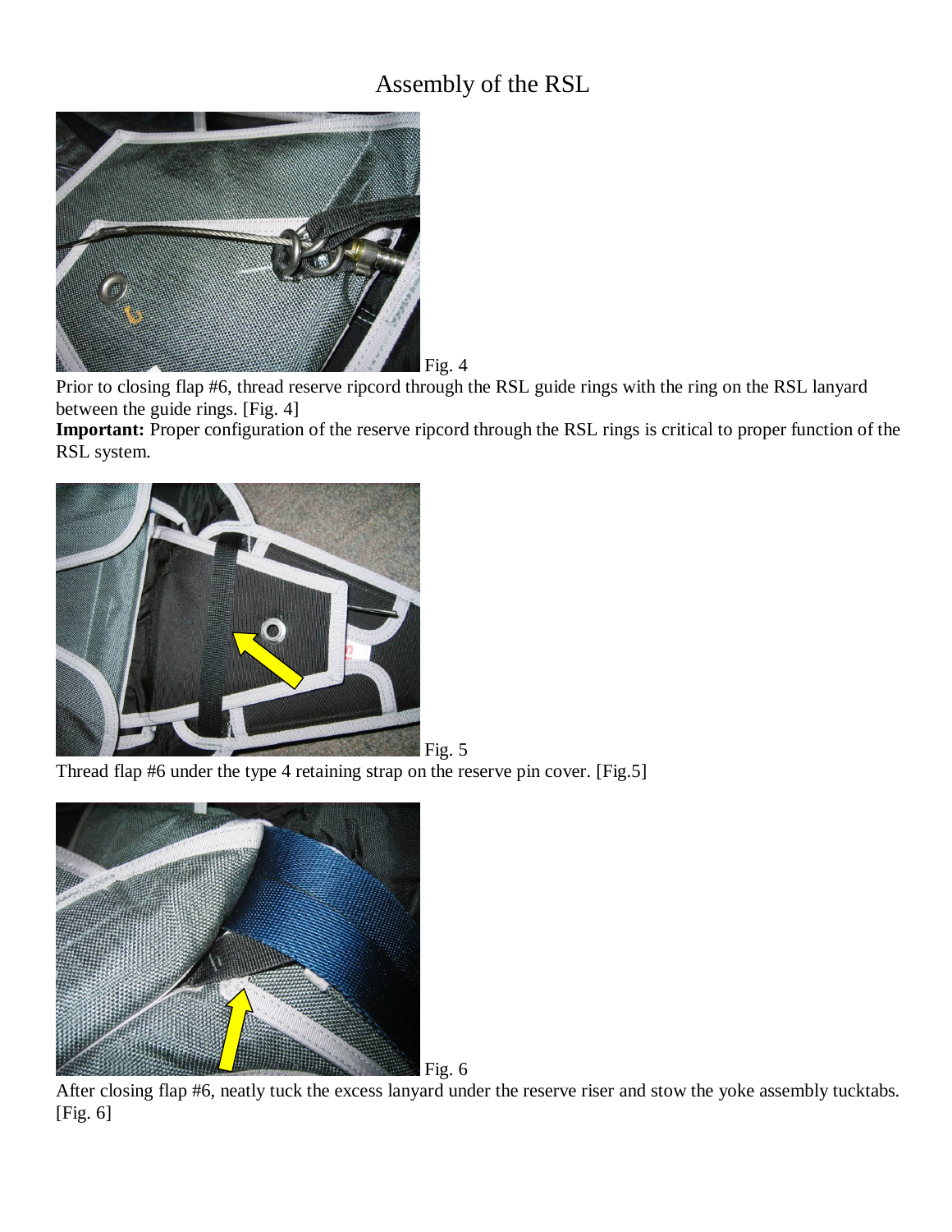# Assembly of the RSL

Fig. 4

Prior to closing flap #6, thread reserve ripcord through the RSL guide rings with the ring on the RSL lanyard between the guide rings. [Fig. 4]

**Important:** Proper configuration of the reserve ripcord through the RSL rings is critical to proper function of the RSL system.

Fig. 5

Thread flap #6 under the type 4 retaining strap on the reserve pin cover. [Fig.5]

Fig. 6

After closing flap #6, neatly tuck the excess lanyard under the reserve riser and stow the yoke assembly tucktabs. [Fig. 6]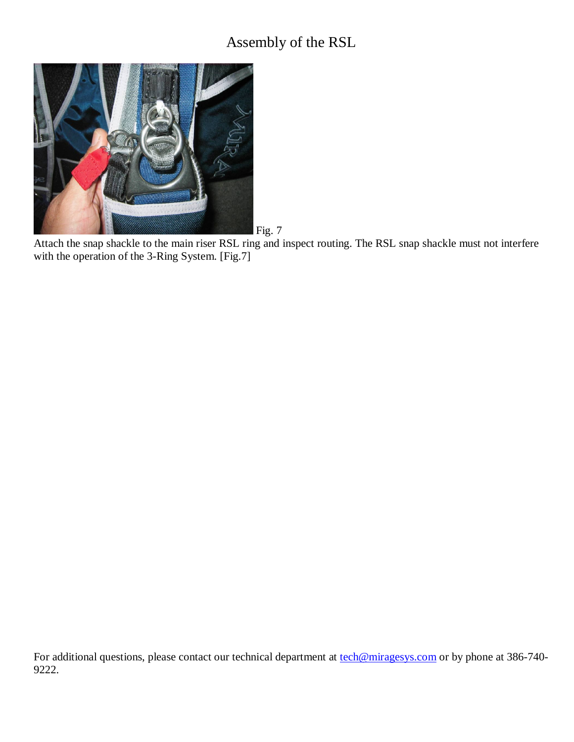# Assembly of the RSL

Fig. 7

Attach the snap shackle to the main riser RSL ring and inspect routing. The RSL snap shackle must not interfere with the operation of the 3-Ring System. [Fig.7]

For additional questions, please contact our technical department at tech@miragesys.com or by phone at 386-740-9222.